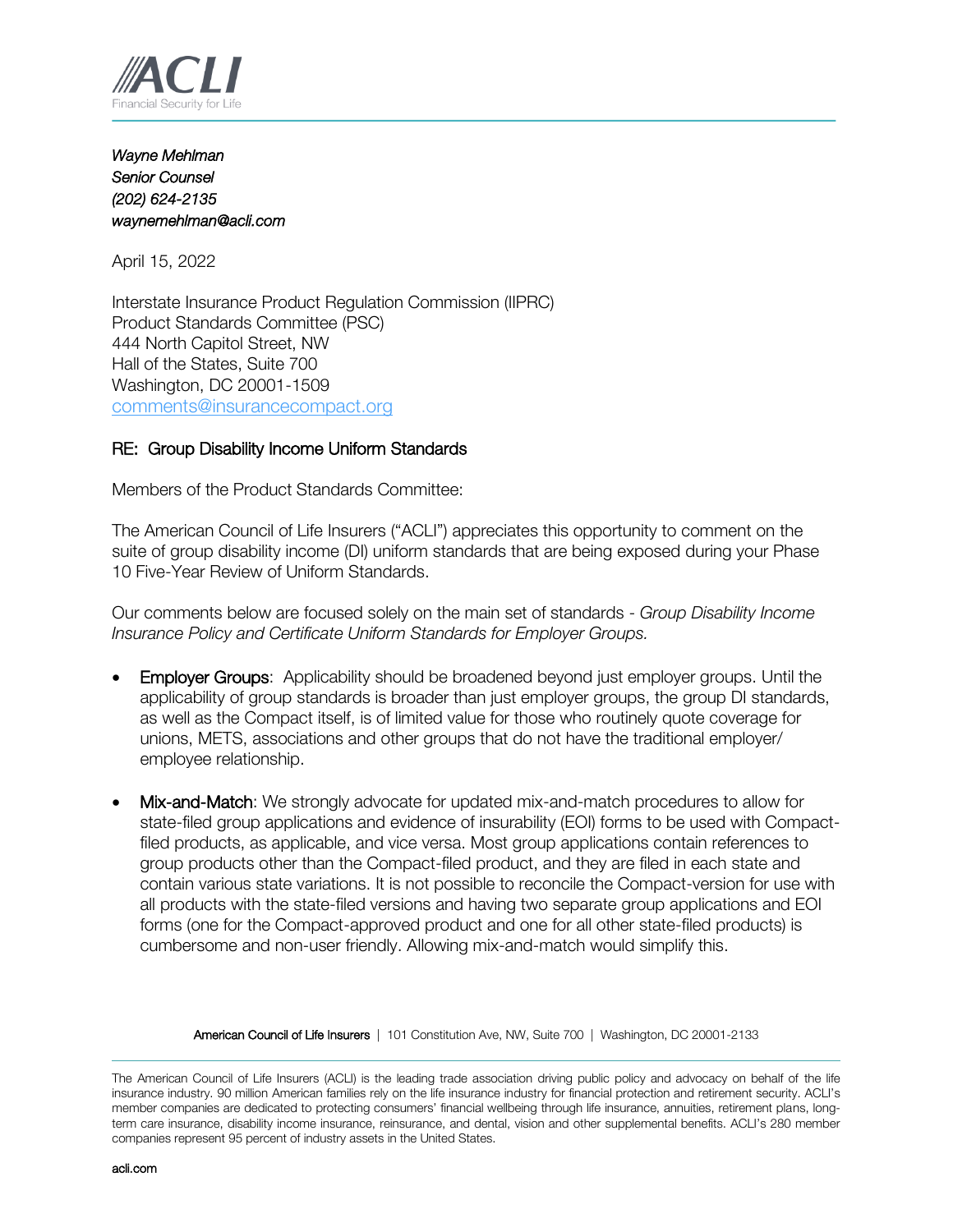*Wayne Mehlman*
*Senior Counsel*
*(202) 624-2135*
*waynemehlman@acli.com*

April 15, 2022

Interstate Insurance Product Regulation Commission (IIPRC)
Product Standards Committee (PSC)
444 North Capitol Street, NW
Hall of the States, Suite 700
Washington, DC 20001-1509
comments@insurancecompact.org

RE: Group Disability Income Uniform Standards

Members of the Product Standards Committee:

The American Council of Life Insurers ("ACLI") appreciates this opportunity to comment on the suite of group disability income (DI) uniform standards that are being exposed during your Phase 10 Five-Year Review of Uniform Standards.

Our comments below are focused solely on the main set of standards - *Group Disability Income Insurance Policy and Certificate Uniform Standards for Employer Groups.*

- **Employer Groups**: Applicability should be broadened beyond just employer groups. Until the applicability of group standards is broader than just employer groups, the group DI standards, as well as the Compact itself, is of limited value for those who routinely quote coverage for unions, METS, associations and other groups that do not have the traditional employer/ employee relationship.
- **Mix-and-Match**: We strongly advocate for updated mix-and-match procedures to allow for state-filed group applications and evidence of insurability (EOI) forms to be used with Compact-filed products, as applicable, and vice versa. Most group applications contain references to group products other than the Compact-filed product, and they are filed in each state and contain various state variations. It is not possible to reconcile the Compact-version for use with all products with the state-filed versions and having two separate group applications and EOI forms (one for the Compact-approved product and one for all other state-filed products) is cumbersome and non-user friendly. Allowing mix-and-match would simplify this.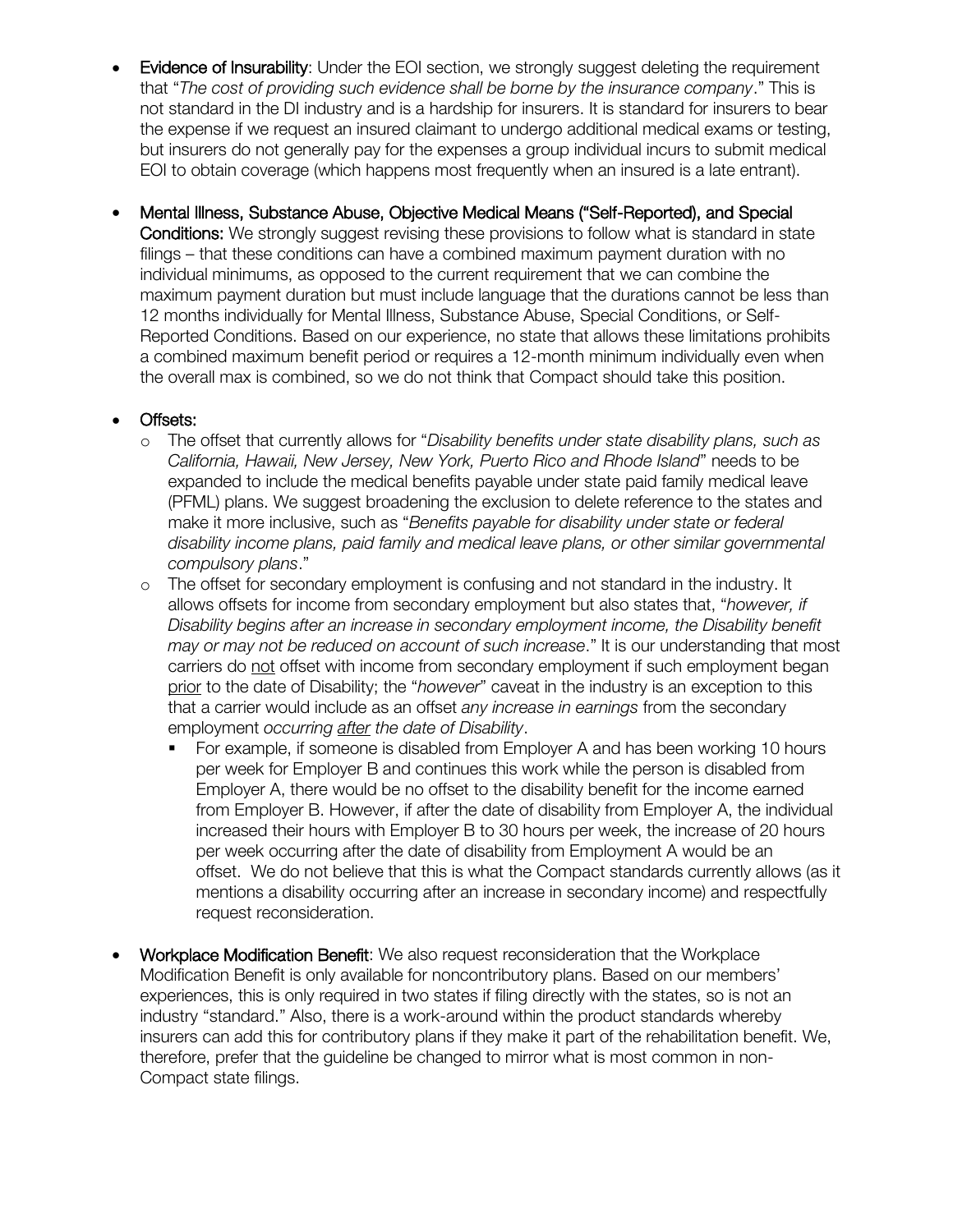- **Evidence of Insurability**: Under the EOI section, we strongly suggest deleting the requirement that "*The cost of providing such evidence shall be borne by the insurance company*." This is not standard in the DI industry and is a hardship for insurers. It is standard for insurers to bear the expense if we request an insured claimant to undergo additional medical exams or testing, but insurers do not generally pay for the expenses a group individual incurs to submit medical EOI to obtain coverage (which happens most frequently when an insured is a late entrant).

- **Mental Illness, Substance Abuse, Objective Medical Means ("Self-Reported), and Special Conditions:** We strongly suggest revising these provisions to follow what is standard in state filings – that these conditions can have a combined maximum payment duration with no individual minimums, as opposed to the current requirement that we can combine the maximum payment duration but must include language that the durations cannot be less than 12 months individually for Mental Illness, Substance Abuse, Special Conditions, or Self-Reported Conditions. Based on our experience, no state that allows these limitations prohibits a combined maximum benefit period or requires a 12-month minimum individually even when the overall max is combined, so we do not think that Compact should take this position.

- **Offsets:**
  - The offset that currently allows for "*Disability benefits under state disability plans, such as California, Hawaii, New Jersey, New York, Puerto Rico and Rhode Island*" needs to be expanded to include the medical benefits payable under state paid family medical leave (PFML) plans. We suggest broadening the exclusion to delete reference to the states and make it more inclusive, such as "*Benefits payable for disability under state or federal disability income plans, paid family and medical leave plans, or other similar governmental compulsory plans*."
  - The offset for secondary employment is confusing and not standard in the industry. It allows offsets for income from secondary employment but also states that, "*however, if Disability begins after an increase in secondary employment income, the Disability benefit may or may not be reduced on account of such increase*." It is our understanding that most carriers do <u>not</u> offset with income from secondary employment if such employment began <u>prior</u> to the date of Disability; the "*however*" caveat in the industry is an exception to this that a carrier would include as an offset *any increase in earnings* from the secondary employment *occurring <u>after</u> the date of Disability*.
    - For example, if someone is disabled from Employer A and has been working 10 hours per week for Employer B and continues this work while the person is disabled from Employer A, there would be no offset to the disability benefit for the income earned from Employer B. However, if after the date of disability from Employer A, the individual increased their hours with Employer B to 30 hours per week, the increase of 20 hours per week occurring after the date of disability from Employment A would be an offset. We do not believe that this is what the Compact standards currently allows (as it mentions a disability occurring after an increase in secondary income) and respectfully request reconsideration.

- **Workplace Modification Benefit**: We also request reconsideration that the Workplace Modification Benefit is only available for noncontributory plans. Based on our members' experiences, this is only required in two states if filing directly with the states, so is not an industry "standard." Also, there is a work-around within the product standards whereby insurers can add this for contributory plans if they make it part of the rehabilitation benefit. We, therefore, prefer that the guideline be changed to mirror what is most common in non-Compact state filings.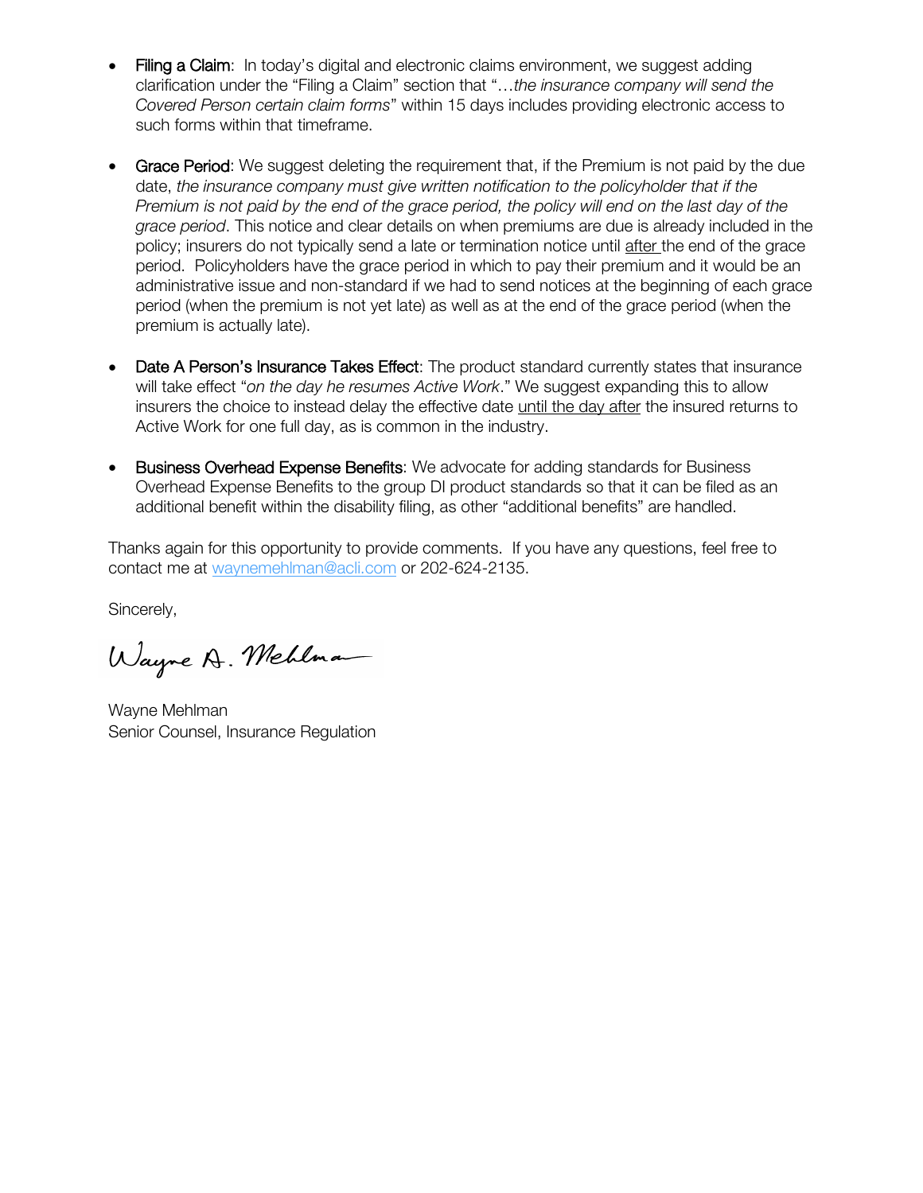- **Filing a Claim**: In today's digital and electronic claims environment, we suggest adding clarification under the "Filing a Claim" section that "*…the insurance company will send the Covered Person certain claim forms*" within 15 days includes providing electronic access to such forms within that timeframe.

- **Grace Period**: We suggest deleting the requirement that, if the Premium is not paid by the due date, *the insurance company must give written notification to the policyholder that if the Premium is not paid by the end of the grace period, the policy will end on the last day of the grace period*. This notice and clear details on when premiums are due is already included in the policy; insurers do not typically send a late or termination notice until <u>after</u> the end of the grace period. Policyholders have the grace period in which to pay their premium and it would be an administrative issue and non-standard if we had to send notices at the beginning of each grace period (when the premium is not yet late) as well as at the end of the grace period (when the premium is actually late).

- **Date A Person's Insurance Takes Effect**: The product standard currently states that insurance will take effect "*on the day he resumes Active Work*." We suggest expanding this to allow insurers the choice to instead delay the effective date <u>until the day after</u> the insured returns to Active Work for one full day, as is common in the industry.

- **Business Overhead Expense Benefits**: We advocate for adding standards for Business Overhead Expense Benefits to the group DI product standards so that it can be filed as an additional benefit within the disability filing, as other "additional benefits" are handled.

Thanks again for this opportunity to provide comments. If you have any questions, feel free to contact me at waynemehlman@acli.com or 202-624-2135.

Sincerely,

Wayne A. Mehlman

Wayne Mehlman
Senior Counsel, Insurance Regulation